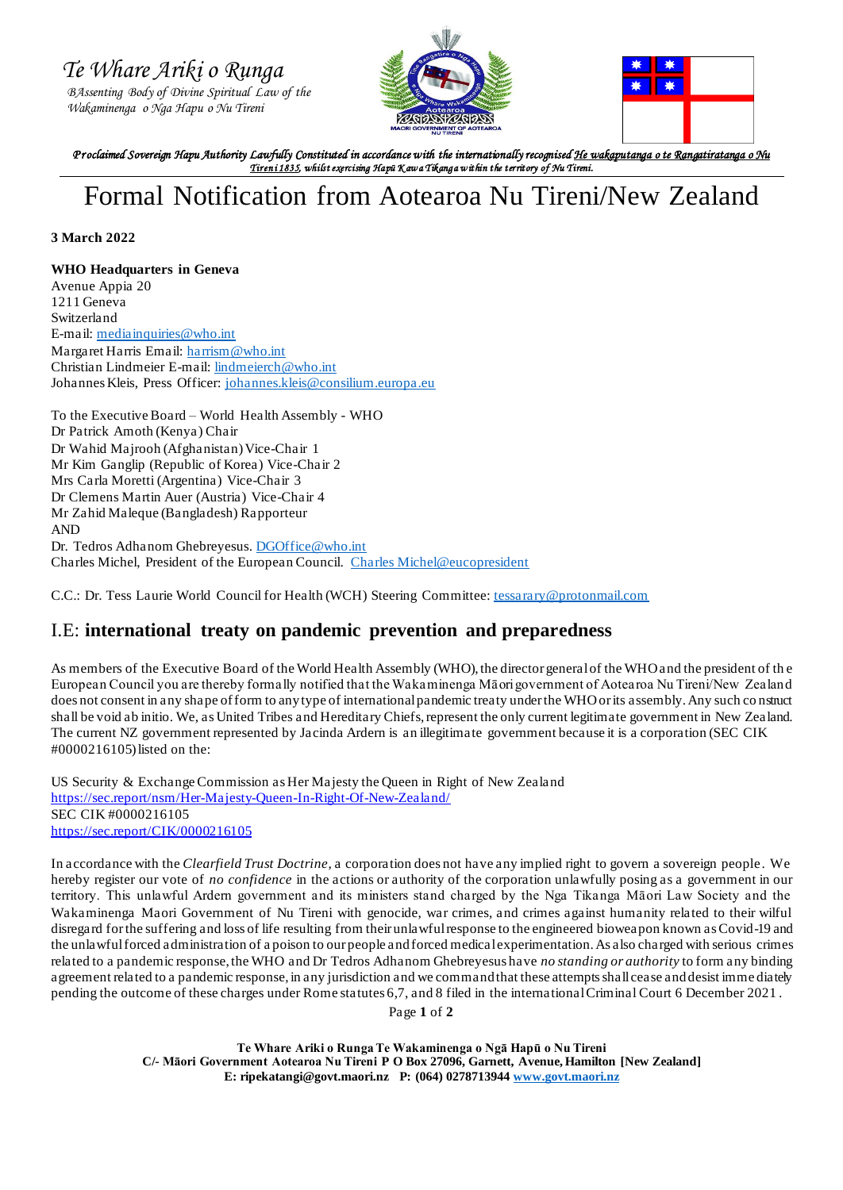# Te Whare Ariki o Runga

*BAssenting Body of Divine Spiritual Law of the Wakaminenga o Nga Hapu o Nu Tireni*

*Proclaimed Sovereign Hapu Authority Lawfully Constituted in accordance with the internationally recognised He wakaputanga o te Rangatiratanga o Nu Tireni 1835, whilst exercising Hapū Kawa Tikanga within the territory of Nu Tireni.*

# Formal Notification from Aotearoa Nu Tireni/New Zealand

**3 March 2022**

**WHO Headquarters in Geneva**
Avenue Appia 20
1211 Geneva
Switzerland
E-mail: mediainquiries@who.int
Margaret Harris Email: harrism@who.int
Christian Lindmeier E-mail: lindmeierch@who.int
Johannes Kleis, Press Officer: johannes.kleis@consilium.europa.eu

To the Executive Board – World Health Assembly - WHO
Dr Patrick Amoth (Kenya) Chair
Dr Wahid Majrooh (Afghanistan) Vice-Chair 1
Mr Kim Ganglip (Republic of Korea) Vice-Chair 2
Mrs Carla Moretti (Argentina) Vice-Chair 3
Dr Clemens Martin Auer (Austria) Vice-Chair 4
Mr Zahid Maleque (Bangladesh) Rapporteur
AND
Dr. Tedros Adhanom Ghebreyesus. DGOffice@who.int
Charles Michel, President of the European Council. Charles Michel@eucopresident

C.C.: Dr. Tess Laurie World Council for Health (WCH) Steering Committee: tessarary@protonmail.com

## I.E: **international treaty on pandemic prevention and preparedness**

As members of the Executive Board of the World Health Assembly (WHO), the director general of the WHO and the president of the European Council you are thereby formally notified that the Wakaminenga Māori government of Aotearoa Nu Tireni/New Zealand does not consent in any shape of form to any type of international pandemic treaty under the WHO or its assembly. Any such construct shall be void ab initio. We, as United Tribes and Hereditary Chiefs, represent the only current legitimate government in New Zealand. The current NZ government represented by Jacinda Ardern is an illegitimate government because it is a corporation (SEC CIK #0000216105) listed on the:

US Security & Exchange Commission as Her Majesty the Queen in Right of New Zealand
https://sec.report/nsm/Her-Majesty-Queen-In-Right-Of-New-Zealand/
SEC CIK #0000216105
https://sec.report/CIK/0000216105

In accordance with the *Clearfield Trust Doctrine*, a corporation does not have any implied right to govern a sovereign people. We hereby register our vote of *no confidence* in the actions or authority of the corporation unlawfully posing as a government in our territory. This unlawful Ardern government and its ministers stand charged by the Nga Tikanga Māori Law Society and the Wakaminenga Maori Government of Nu Tireni with genocide, war crimes, and crimes against humanity related to their wilful disregard for the suffering and loss of life resulting from their unlawful response to the engineered bioweapon known as Covid-19 and the unlawful forced administration of a poison to our people and forced medical experimentation. As also charged with serious crimes related to a pandemic response, the WHO and Dr Tedros Adhanom Ghebreyesus have *no standing or authority* to form any binding agreement related to a pandemic response, in any jurisdiction and we command that these attempts shall cease and desist immediately pending the outcome of these charges under Rome statutes 6,7, and 8 filed in the international Criminal Court 6 December 2021.

**Te Whare Ariki o Runga Te Wakaminenga o Ngā Hapū o Nu Tireni**
**C/- Māori Government Aotearoa Nu Tireni P O Box 27096, Garnett, Avenue, Hamilton [New Zealand]**
**E: ripekatangi@govt.maori.nz P: (064) 0278713944 www.govt.maori.nz**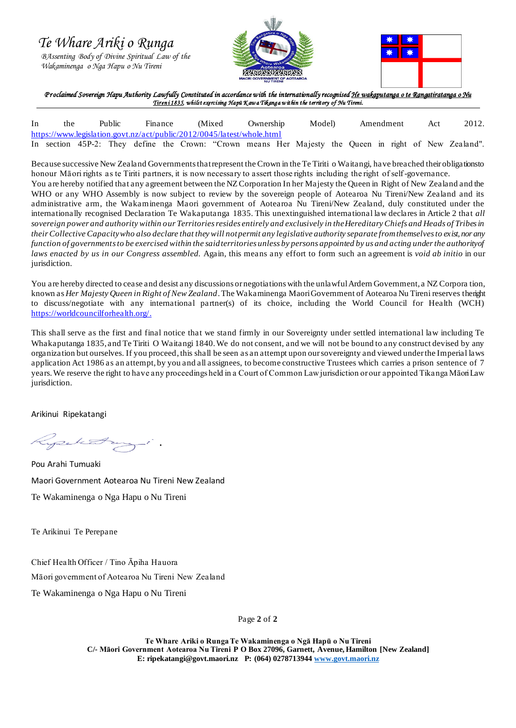# Te Whare Ariki o Runga

*BAssenting Body of Divine Spiritual Law of the Wakaminenga o Nga Hapu o Nu Tireni*

*Proclaimed Sovereign Hapu Authority Lawfully Constituted in accordance with the internationally recognised He wakaputanga o te Rangatiratanga o Nu Tireni 1835, whilst exercising Hapū Kawa Tikanga within the territory of Nu Tireni.*

---

In the Public Finance (Mixed Ownership Model) Amendment Act 2012. https://www.legislation.govt.nz/act/public/2012/0045/latest/whole.html
In section 45P-2: They define the Crown: "Crown means Her Majesty the Queen in right of New Zealand".

Because successive New Zealand Governments that represent the Crown in the Te Tiriti o Waitangi, have breached their obligations to honour Māori rights as te Tiriti partners, it is now necessary to assert those rights including the right of self-governance.
You are hereby notified that any agreement between the NZ Corporation In her Majesty the Queen in Right of New Zealand and the WHO or any WHO Assembly is now subject to review by the sovereign people of Aotearoa Nu Tireni/New Zealand and its administrative arm, the Wakaminenga Maori government of Aotearoa Nu Tireni/New Zealand, duly constituted under the internationally recognised Declaration Te Wakaputanga 1835. This unextinguished international law declares in Article 2 that *all sovereign power and authority within our Territories resides entirely and exclusively in the Hereditary Chiefs and Heads of Tribes in their Collective Capacity who also declare that they will not permit any legislative authority separate from themselves to exist, nor any function of governments to be exercised within the said territories unless by persons appointed by us and acting under the authority of laws enacted by us in our Congress assembled.* Again, this means any effort to form such an agreement is *void ab initio* in our jurisdiction.

You are hereby directed to cease and desist any discussions or negotiations with the unlawful Ardern Government, a NZ Corpora tion, known as *Her Majesty Queen in Right of New Zealand*. The Wakaminenga Maori Government of Aotearoa Nu Tireni reserves the right to discuss/negotiate with any international partner(s) of its choice, including the World Council for Health (WCH) https://worldcouncilforhealth.org/.

This shall serve as the first and final notice that we stand firmly in our Sovereignty under settled international law including Te Whakaputanga 1835, and Te Tiriti O Waitangi 1840. We do not consent, and we will not be bound to any construct devised by any organization but ourselves. If you proceed, this shall be seen as an attempt upon our sovereignty and viewed under the Imperial laws application Act 1986 as an attempt, by you and all assignees, to become constructive Trustees which carries a prison sentence of 7 years. We reserve the right to have any proceedings held in a Court of Common Law jurisdiction or our appointed Tikanga Māori Law jurisdiction.

Arikinui Ripekatangi

Pou Arahi Tumuaki
Maori Government Aotearoa Nu Tireni New Zealand
Te Wakaminenga o Nga Hapu o Nu Tireni

Te Arikinui Te Perepane

Chief Health Officer / Tino Āpiha Hauora
Māori government of Aotearoa Nu Tireni New Zealand
Te Wakaminenga o Nga Hapu o Nu Tireni

**Te Whare Ariki o Runga Te Wakaminenga o Ngā Hapū o Nu Tireni**
**C/- Māori Government Aotearoa Nu Tireni P O Box 27096, Garnett, Avenue, Hamilton [New Zealand]**
**E: ripekatangi@govt.maori.nz P: (064) 0278713944 www.govt.maori.nz**